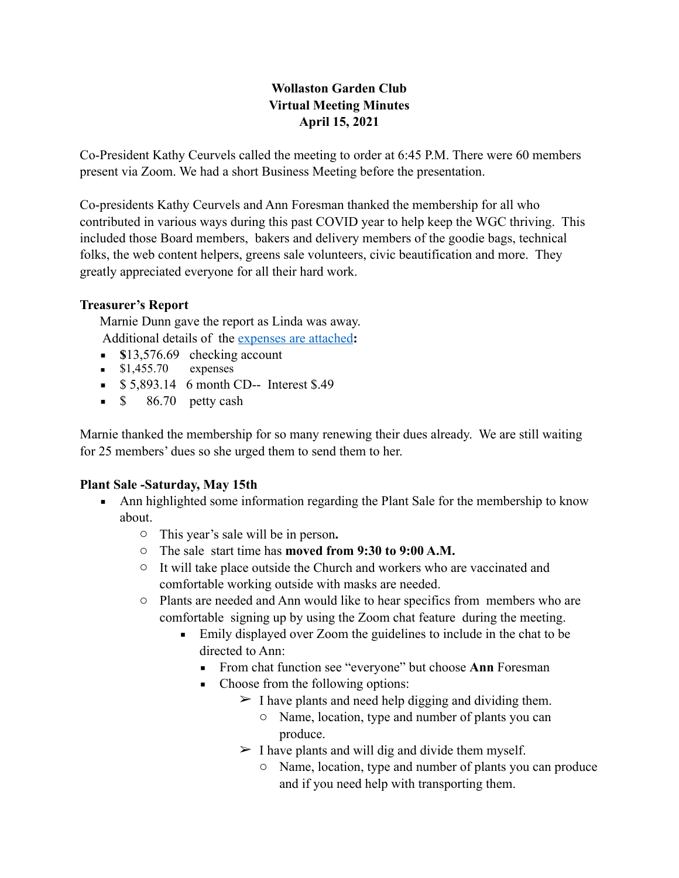**Wollaston Garden Club**
**Virtual Meeting Minutes**
**April 15, 2021**

Co-President Kathy Ceurvels called the meeting to order at 6:45 P.M. There were 60 members present via Zoom. We had a short Business Meeting before the presentation.

Co-presidents Kathy Ceurvels and Ann Foresman thanked the membership for all who contributed in various ways during this past COVID year to help keep the WGC thriving. This included those Board members, bakers and delivery members of the goodie bags, technical folks, the web content helpers, greens sale volunteers, civic beautification and more. They greatly appreciated everyone for all their hard work.

**Treasurer's Report**

Marnie Dunn gave the report as Linda was away.
Additional details of the expenses are attached**:**

- **$**13,576.69 checking account
- $1,455.70 expenses
- $ 5,893.14 6 month CD-- Interest $.49
- $ 86.70 petty cash

Marnie thanked the membership for so many renewing their dues already. We are still waiting for 25 members' dues so she urged them to send them to her.

**Plant Sale -Saturday, May 15th**

- Ann highlighted some information regarding the Plant Sale for the membership to know about.
  - This year's sale will be in person**.**
  - The sale start time has **moved from 9:30 to 9:00 A.M.**
  - It will take place outside the Church and workers who are vaccinated and comfortable working outside with masks are needed.
  - Plants are needed and Ann would like to hear specifics from members who are comfortable signing up by using the Zoom chat feature during the meeting.
    - Emily displayed over Zoom the guidelines to include in the chat to be directed to Ann:
      - From chat function see "everyone" but choose **Ann** Foresman
      - Choose from the following options:
        - I have plants and need help digging and dividing them.
          - Name, location, type and number of plants you can produce.
        - I have plants and will dig and divide them myself.
          - Name, location, type and number of plants you can produce and if you need help with transporting them.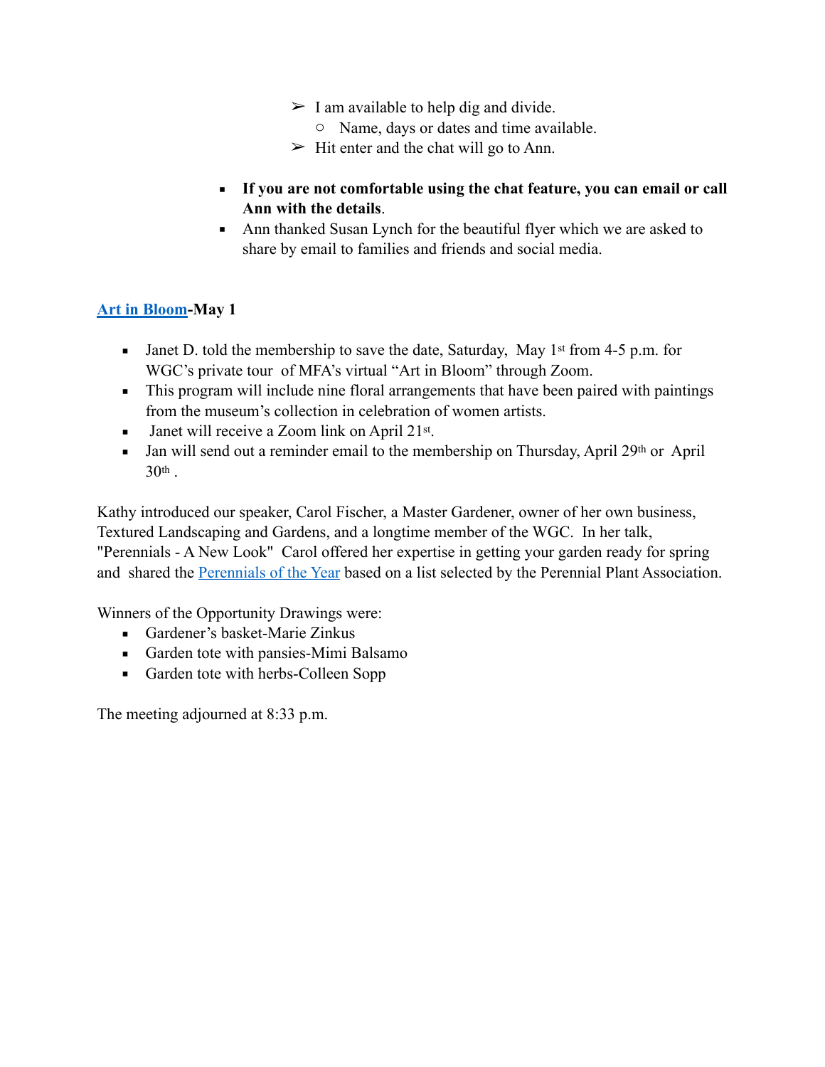- I am available to help dig and divide.
    - Name, days or dates and time available.
- Hit enter and the chat will go to Ann.

- **If you are not comfortable using the chat feature, you can email or call Ann with the details**.
- Ann thanked Susan Lynch for the beautiful flyer which we are asked to share by email to families and friends and social media.

**Art in Bloom-May 1**

- Janet D. told the membership to save the date, Saturday, May 1st from 4-5 p.m. for WGC's private tour of MFA's virtual "Art in Bloom" through Zoom.
- This program will include nine floral arrangements that have been paired with paintings from the museum's collection in celebration of women artists.
- Janet will receive a Zoom link on April 21st.
- Jan will send out a reminder email to the membership on Thursday, April 29th or April 30th .

Kathy introduced our speaker, Carol Fischer, a Master Gardener, owner of her own business, Textured Landscaping and Gardens, and a longtime member of the WGC. In her talk, "Perennials - A New Look" Carol offered her expertise in getting your garden ready for spring and shared the Perennials of the Year based on a list selected by the Perennial Plant Association.

Winners of the Opportunity Drawings were:

- Gardener's basket-Marie Zinkus
- Garden tote with pansies-Mimi Balsamo
- Garden tote with herbs-Colleen Sopp

The meeting adjourned at 8:33 p.m.